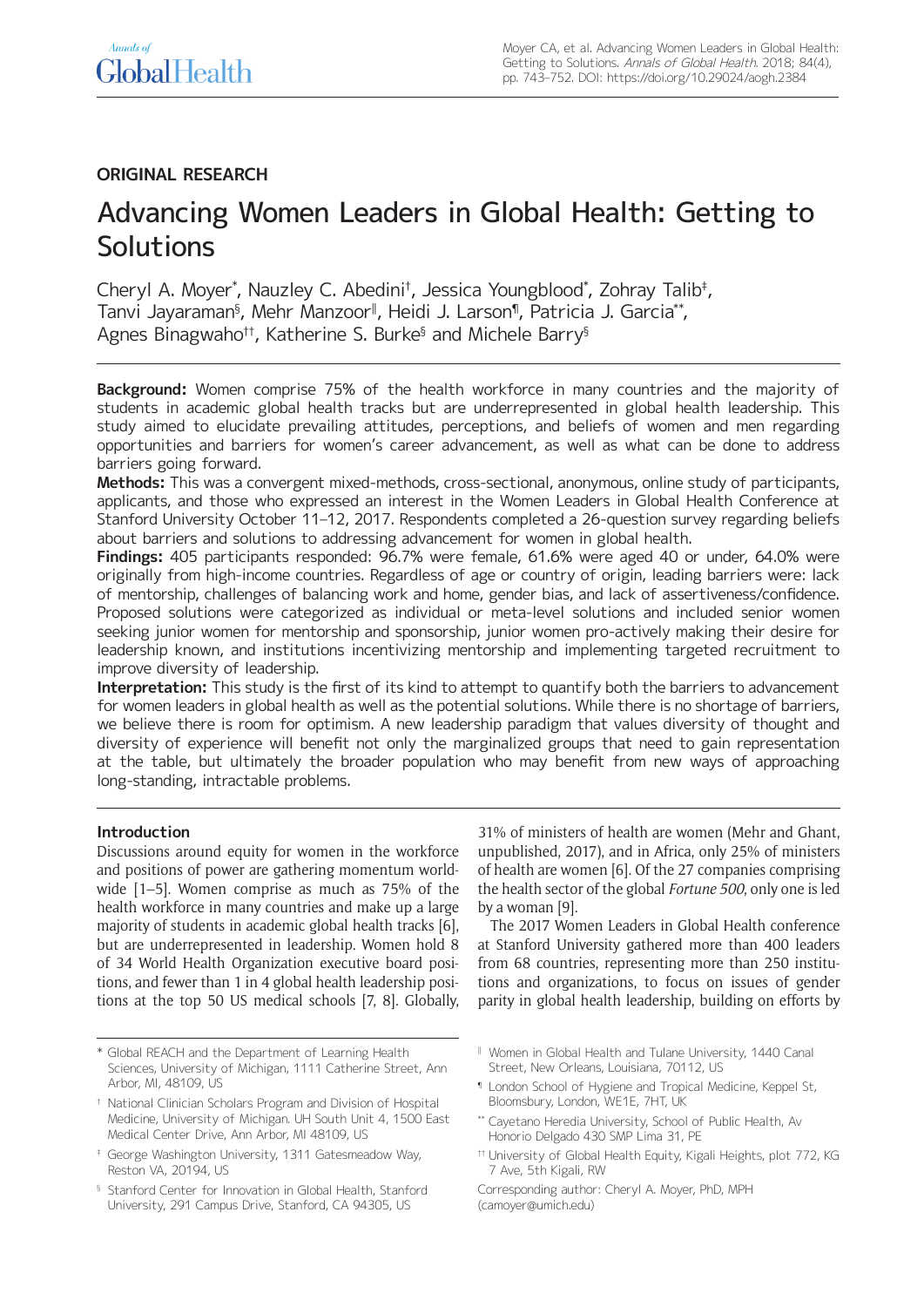ORIGINAL RESEARCH

# Advancing Women Leaders in Global Health: Getting to Solutions

Cheryl A. Moyer[*], Nauzley C. Abedini[†], Jessica Youngblood[*], Zohray Talib[‡], Tanvi Jayaraman[§], Mehr Manzoor[‖], Heidi J. Larson[¶], Patricia J. Garcia[**], Agnes Binagwaho[††], Katherine S. Burke[§] and Michele Barry[§]

**Background:** Women comprise 75% of the health workforce in many countries and the majority of students in academic global health tracks but are underrepresented in global health leadership. This study aimed to elucidate prevailing attitudes, perceptions, and beliefs of women and men regarding opportunities and barriers for women's career advancement, as well as what can be done to address barriers going forward.

**Methods:** This was a convergent mixed-methods, cross-sectional, anonymous, online study of participants, applicants, and those who expressed an interest in the Women Leaders in Global Health Conference at Stanford University October 11–12, 2017. Respondents completed a 26-question survey regarding beliefs about barriers and solutions to addressing advancement for women in global health.

**Findings:** 405 participants responded: 96.7% were female, 61.6% were aged 40 or under, 64.0% were originally from high-income countries. Regardless of age or country of origin, leading barriers were: lack of mentorship, challenges of balancing work and home, gender bias, and lack of assertiveness/confidence. Proposed solutions were categorized as individual or meta-level solutions and included senior women seeking junior women for mentorship and sponsorship, junior women pro-actively making their desire for leadership known, and institutions incentivizing mentorship and implementing targeted recruitment to improve diversity of leadership.

**Interpretation:** This study is the first of its kind to attempt to quantify both the barriers to advancement for women leaders in global health as well as the potential solutions. While there is no shortage of barriers, we believe there is room for optimism. A new leadership paradigm that values diversity of thought and diversity of experience will benefit not only the marginalized groups that need to gain representation at the table, but ultimately the broader population who may benefit from new ways of approaching long-standing, intractable problems.

## Introduction

Discussions around equity for women in the workforce and positions of power are gathering momentum worldwide [1–5]. Women comprise as much as 75% of the health workforce in many countries and make up a large majority of students in academic global health tracks [6], but are underrepresented in leadership. Women hold 8 of 34 World Health Organization executive board positions, and fewer than 1 in 4 global health leadership positions at the top 50 US medical schools [7, 8]. Globally, 31% of ministers of health are women (Mehr and Ghant, unpublished, 2017), and in Africa, only 25% of ministers of health are women [6]. Of the 27 companies comprising the health sector of the global *Fortune 500*, only one is led by a woman [9].

The 2017 Women Leaders in Global Health conference at Stanford University gathered more than 400 leaders from 68 countries, representing more than 250 institutions and organizations, to focus on issues of gender parity in global health leadership, building on efforts by

[*] Global REACH and the Department of Learning Health Sciences, University of Michigan, 1111 Catherine Street, Ann Arbor, MI, 48109, US

[†] National Clinician Scholars Program and Division of Hospital Medicine, University of Michigan. UH South Unit 4, 1500 East Medical Center Drive, Ann Arbor, MI 48109, US

[‡] George Washington University, 1311 Gatesmeadow Way, Reston VA, 20194, US

[§] Stanford Center for Innovation in Global Health, Stanford University, 291 Campus Drive, Stanford, CA 94305, US

[‖] Women in Global Health and Tulane University, 1440 Canal Street, New Orleans, Louisiana, 70112, US

[¶] London School of Hygiene and Tropical Medicine, Keppel St, Bloomsbury, London, WE1E, 7HT, UK

[**] Cayetano Heredia University, School of Public Health, Av Honorio Delgado 430 SMP Lima 31, PE

[††] University of Global Health Equity, Kigali Heights, plot 772, KG 7 Ave, 5th Kigali, RW

Corresponding author: Cheryl A. Moyer, PhD, MPH (camoyer@umich.edu)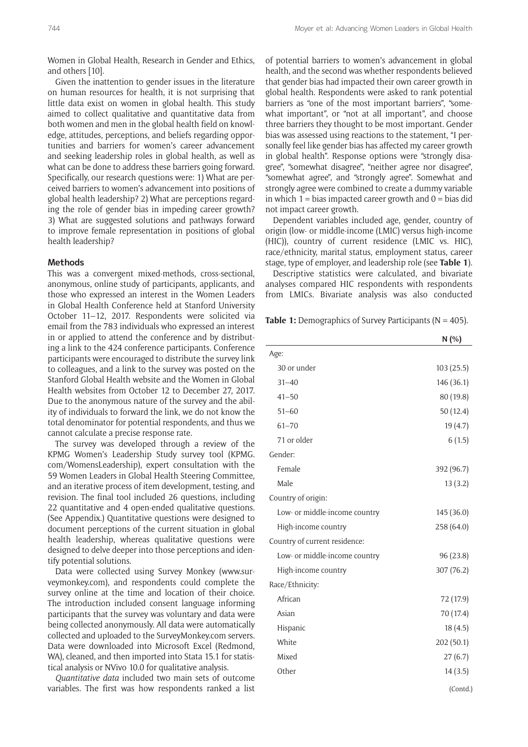Women in Global Health, Research in Gender and Ethics, and others [10].

Given the inattention to gender issues in the literature on human resources for health, it is not surprising that little data exist on women in global health. This study aimed to collect qualitative and quantitative data from both women and men in the global health field on knowledge, attitudes, perceptions, and beliefs regarding opportunities and barriers for women's career advancement and seeking leadership roles in global health, as well as what can be done to address these barriers going forward. Specifically, our research questions were: 1) What are perceived barriers to women's advancement into positions of global health leadership? 2) What are perceptions regarding the role of gender bias in impeding career growth? 3) What are suggested solutions and pathways forward to improve female representation in positions of global health leadership?

## Methods

This was a convergent mixed-methods, cross-sectional, anonymous, online study of participants, applicants, and those who expressed an interest in the Women Leaders in Global Health Conference held at Stanford University October 11–12, 2017. Respondents were solicited via email from the 783 individuals who expressed an interest in or applied to attend the conference and by distributing a link to the 424 conference participants. Conference participants were encouraged to distribute the survey link to colleagues, and a link to the survey was posted on the Stanford Global Health website and the Women in Global Health websites from October 12 to December 27, 2017. Due to the anonymous nature of the survey and the ability of individuals to forward the link, we do not know the total denominator for potential respondents, and thus we cannot calculate a precise response rate.

The survey was developed through a review of the KPMG Women's Leadership Study survey tool (KPMG.com/WomensLeadership), expert consultation with the 59 Women Leaders in Global Health Steering Committee, and an iterative process of item development, testing, and revision. The final tool included 26 questions, including 22 quantitative and 4 open-ended qualitative questions. (See Appendix.) Quantitative questions were designed to document perceptions of the current situation in global health leadership, whereas qualitative questions were designed to delve deeper into those perceptions and identify potential solutions.

Data were collected using Survey Monkey (www.surveymonkey.com), and respondents could complete the survey online at the time and location of their choice. The introduction included consent language informing participants that the survey was voluntary and data were being collected anonymously. All data were automatically collected and uploaded to the SurveyMonkey.com servers. Data were downloaded into Microsoft Excel (Redmond, WA), cleaned, and then imported into Stata 15.1 for statistical analysis or NVivo 10.0 for qualitative analysis.

*Quantitative data* included two main sets of outcome variables. The first was how respondents ranked a list of potential barriers to women's advancement in global health, and the second was whether respondents believed that gender bias had impacted their own career growth in global health. Respondents were asked to rank potential barriers as "one of the most important barriers", "somewhat important", or "not at all important", and choose three barriers they thought to be most important. Gender bias was assessed using reactions to the statement, "I personally feel like gender bias has affected my career growth in global health". Response options were "strongly disagree", "somewhat disagree", "neither agree nor disagree", "somewhat agree", and "strongly agree". Somewhat and strongly agree were combined to create a dummy variable in which 1 = bias impacted career growth and 0 = bias did not impact career growth.

Dependent variables included age, gender, country of origin (low- or middle-income (LMIC) versus high-income (HIC)), country of current residence (LMIC vs. HIC), race/ethnicity, marital status, employment status, career stage, type of employer, and leadership role (see **Table 1**).

Descriptive statistics were calculated, and bivariate analyses compared HIC respondents with respondents from LMICs. Bivariate analysis was also conducted

**Table 1:** Demographics of Survey Participants (N = 405).

| | N (%) |
|---|---|
| Age: | |
| 30 or under | 103 (25.5) |
| 31–40 | 146 (36.1) |
| 41–50 | 80 (19.8) |
| 51–60 | 50 (12.4) |
| 61–70 | 19 (4.7) |
| 71 or older | 6 (1.5) |
| Gender: | |
| Female | 392 (96.7) |
| Male | 13 (3.2) |
| Country of origin: | |
| Low- or middle-income country | 145 (36.0) |
| High-income country | 258 (64.0) |
| Country of current residence: | |
| Low- or middle-income country | 96 (23.8) |
| High-income country | 307 (76.2) |
| Race/Ethnicity: | |
| African | 72 (17.9) |
| Asian | 70 (17.4) |
| Hispanic | 18 (4.5) |
| White | 202 (50.1) |
| Mixed | 27 (6.7) |
| Other | 14 (3.5) |

(Contd.)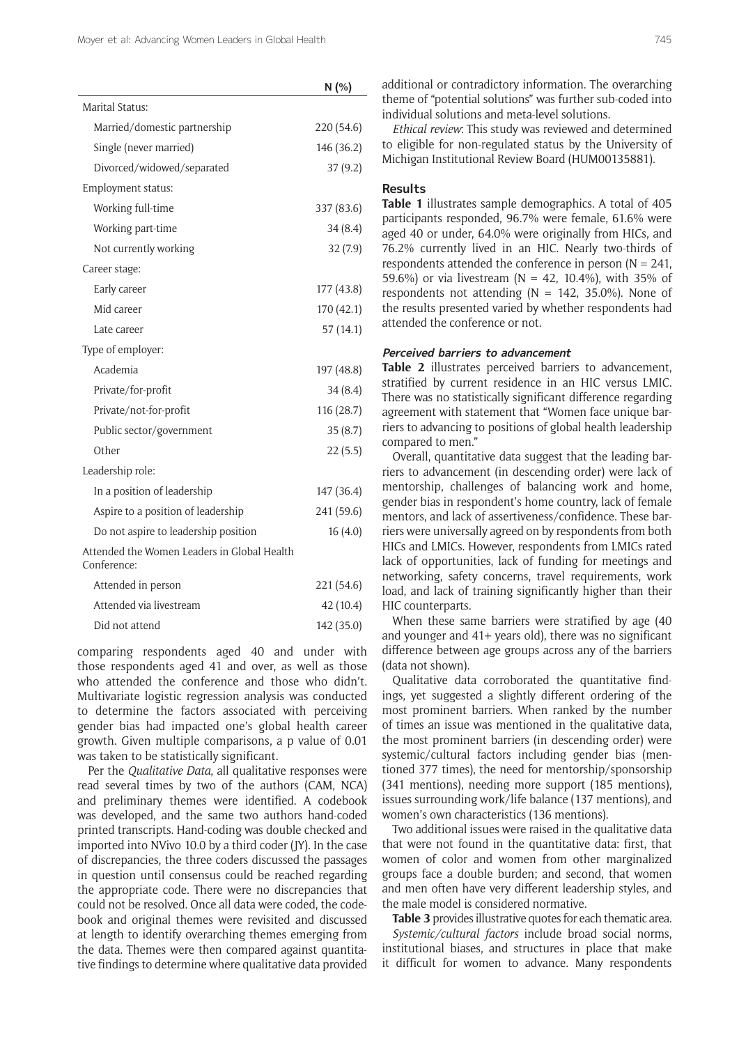| | N (%) |
|---|---|
| Marital Status: | |
| Married/domestic partnership | 220 (54.6) |
| Single (never married) | 146 (36.2) |
| Divorced/widowed/separated | 37 (9.2) |
| Employment status: | |
| Working full-time | 337 (83.6) |
| Working part-time | 34 (8.4) |
| Not currently working | 32 (7.9) |
| Career stage: | |
| Early career | 177 (43.8) |
| Mid career | 170 (42.1) |
| Late career | 57 (14.1) |
| Type of employer: | |
| Academia | 197 (48.8) |
| Private/for-profit | 34 (8.4) |
| Private/not-for-profit | 116 (28.7) |
| Public sector/government | 35 (8.7) |
| Other | 22 (5.5) |
| Leadership role: | |
| In a position of leadership | 147 (36.4) |
| Aspire to a position of leadership | 241 (59.6) |
| Do not aspire to leadership position | 16 (4.0) |
| Attended the Women Leaders in Global Health Conference: | |
| Attended in person | 221 (54.6) |
| Attended via livestream | 42 (10.4) |
| Did not attend | 142 (35.0) |

comparing respondents aged 40 and under with those respondents aged 41 and over, as well as those who attended the conference and those who didn't. Multivariate logistic regression analysis was conducted to determine the factors associated with perceiving gender bias had impacted one's global health career growth. Given multiple comparisons, a p value of 0.01 was taken to be statistically significant.

Per the *Qualitative Data*, all qualitative responses were read several times by two of the authors (CAM, NCA) and preliminary themes were identified. A codebook was developed, and the same two authors hand-coded printed transcripts. Hand-coding was double checked and imported into NVivo 10.0 by a third coder (JY). In the case of discrepancies, the three coders discussed the passages in question until consensus could be reached regarding the appropriate code. There were no discrepancies that could not be resolved. Once all data were coded, the codebook and original themes were revisited and discussed at length to identify overarching themes emerging from the data. Themes were then compared against quantitative findings to determine where qualitative data provided additional or contradictory information. The overarching theme of "potential solutions" was further sub-coded into individual solutions and meta-level solutions.

*Ethical review*: This study was reviewed and determined to eligible for non-regulated status by the University of Michigan Institutional Review Board (HUM00135881).

## Results

**Table 1** illustrates sample demographics. A total of 405 participants responded, 96.7% were female, 61.6% were aged 40 or under, 64.0% were originally from HICs, and 76.2% currently lived in an HIC. Nearly two-thirds of respondents attended the conference in person (N = 241, 59.6%) or via livestream (N = 42, 10.4%), with 35% of respondents not attending (N = 142, 35.0%). None of the results presented varied by whether respondents had attended the conference or not.

### Perceived barriers to advancement

**Table 2** illustrates perceived barriers to advancement, stratified by current residence in an HIC versus LMIC. There was no statistically significant difference regarding agreement with statement that "Women face unique barriers to advancing to positions of global health leadership compared to men."

Overall, quantitative data suggest that the leading barriers to advancement (in descending order) were lack of mentorship, challenges of balancing work and home, gender bias in respondent's home country, lack of female mentors, and lack of assertiveness/confidence. These barriers were universally agreed on by respondents from both HICs and LMICs. However, respondents from LMICs rated lack of opportunities, lack of funding for meetings and networking, safety concerns, travel requirements, work load, and lack of training significantly higher than their HIC counterparts.

When these same barriers were stratified by age (40 and younger and 41+ years old), there was no significant difference between age groups across any of the barriers (data not shown).

Qualitative data corroborated the quantitative findings, yet suggested a slightly different ordering of the most prominent barriers. When ranked by the number of times an issue was mentioned in the qualitative data, the most prominent barriers (in descending order) were systemic/cultural factors including gender bias (mentioned 377 times), the need for mentorship/sponsorship (341 mentions), needing more support (185 mentions), issues surrounding work/life balance (137 mentions), and women's own characteristics (136 mentions).

Two additional issues were raised in the qualitative data that were not found in the quantitative data: first, that women of color and women from other marginalized groups face a double burden; and second, that women and men often have very different leadership styles, and the male model is considered normative.

**Table 3** provides illustrative quotes for each thematic area.

*Systemic/cultural factors* include broad social norms, institutional biases, and structures in place that make it difficult for women to advance. Many respondents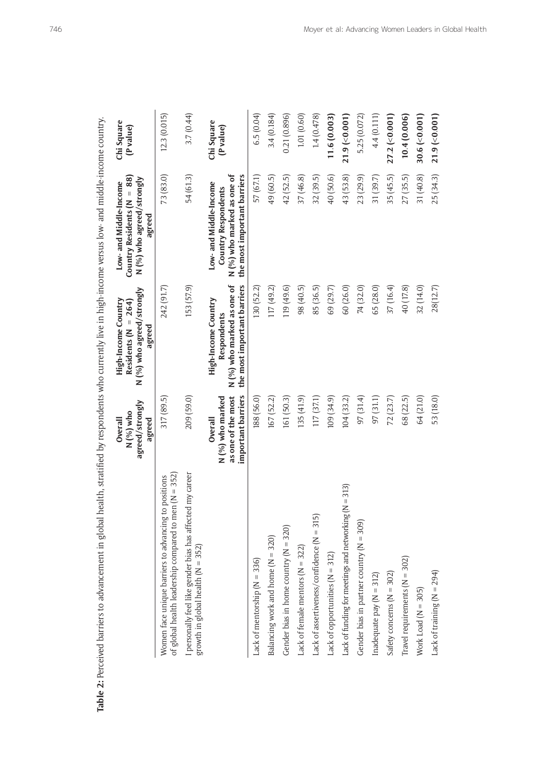**Table 2:** Perceived barriers to advancement in global health, stratified by respondents who currently live in high-income versus low- and middle-income country.

| | Overall N (%) who agreed/strongly agreed | High-Income Country Residents (N = 264) N (%) who agreed/strongly agreed | Low- and Middle-Income Country Residents (N = 88) N (%) who agreed/strongly agreed | Chi Square (P value) |
|---|---|---|---|---|
| Women face unique barriers to advancing to positions of global health leadership compared to men (N = 352) | 317 (89.5) | 242 (91.7) | 73 (83.0) | 12.3 (0.015) |
| I personally feel like gender bias has affected my career growth in global health (N = 352) | 209 (59.0) | 153 (57.9) | 54 (61.3) | 3.7 (0.44) |
| | **Overall N (%) who marked as one of the most important barriers** | **High-Income Country Respondents N (%) who marked as one of the most important barriers** | **Low- and Middle-Income Country Respondents N (%) who marked as one of the most important barriers** | **Chi Square (P value)** |
| Lack of mentorship (N = 336) | 188 (56.0) | 130 (52.2) | 57 (67.1) | 6.5 (0.04) |
| Balancing work and home (N = 320) | 167 (52.2) | 117 (49.2) | 49 (60.5) | 3.4 (0.184) |
| Gender bias in home country (N = 320) | 161 (50.3) | 119 (49.6) | 42 (52.5) | 0.21 (0.896) |
| Lack of female mentors (N = 322) | 135 (41.9) | 98 (40.5) | 37 (46.8) | 1.01 (0.60) |
| Lack of assertiveness/confidence (N = 315) | 117 (37.1) | 85 (36.5) | 32 (39.5) | 1.4 (0.478) |
| Lack of opportunities (N = 312) | 109 (34.9) | 69 (29.7) | 40 (50.6) | **11.6 (0.003)** |
| Lack of funding for meetings and networking (N = 313) | 104 (33.2) | 60 (26.0) | 43 (53.8) | **21.9 (<0.001)** |
| Gender bias in partner country (N = 309) | 97 (31.4) | 74 (32.0) | 23 (29.9) | 5.25 (0.072) |
| Inadequate pay (N = 312) | 97 (31.1) | 65 (28.0) | 31 (39.7) | 4.4 (0.111) |
| Safety concerns (N = 302) | 72 (23.7) | 37 (16.4) | 35 (45.5) | **27.2 (<0.001)** |
| Travel requirements (N = 302) | 68 (22.5) | 40 (17.8) | 27 (35.5) | **10.4 (0.006)** |
| Work Load (N = 305) | 64 (21.0) | 32 (14.0) | 31 (40.8) | **30.6 (<0.001)** |
| Lack of training (N = 294) | 53 (18.0) | 28(12.7) | 25 (34.3) | **21.9 (<0.001)** |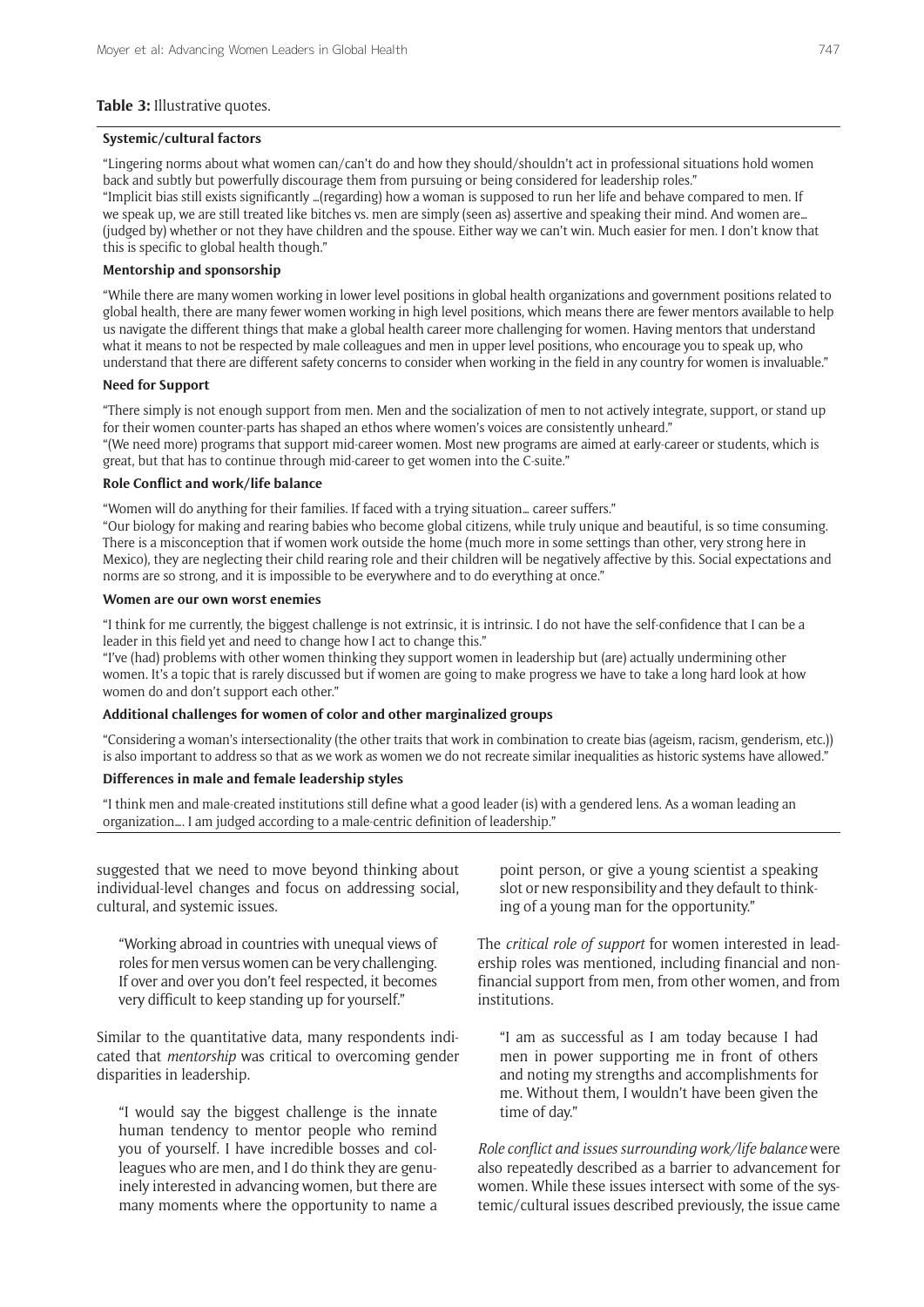**Table 3:** Illustrative quotes.

**Systemic/cultural factors**

"Lingering norms about what women can/can't do and how they should/shouldn't act in professional situations hold women back and subtly but powerfully discourage them from pursuing or being considered for leadership roles."

"Implicit bias still exists significantly …(regarding) how a woman is supposed to run her life and behave compared to men. If we speak up, we are still treated like bitches vs. men are simply (seen as) assertive and speaking their mind. And women are… (judged by) whether or not they have children and the spouse. Either way we can't win. Much easier for men. I don't know that this is specific to global health though."

**Mentorship and sponsorship**

"While there are many women working in lower level positions in global health organizations and government positions related to global health, there are many fewer women working in high level positions, which means there are fewer mentors available to help us navigate the different things that make a global health career more challenging for women. Having mentors that understand what it means to not be respected by male colleagues and men in upper level positions, who encourage you to speak up, who understand that there are different safety concerns to consider when working in the field in any country for women is invaluable."

**Need for Support**

"There simply is not enough support from men. Men and the socialization of men to not actively integrate, support, or stand up for their women counter-parts has shaped an ethos where women's voices are consistently unheard."

"(We need more) programs that support mid-career women. Most new programs are aimed at early-career or students, which is great, but that has to continue through mid-career to get women into the C-suite."

**Role Conflict and work/life balance**

"Women will do anything for their families. If faced with a trying situation… career suffers."

"Our biology for making and rearing babies who become global citizens, while truly unique and beautiful, is so time consuming. There is a misconception that if women work outside the home (much more in some settings than other, very strong here in Mexico), they are neglecting their child rearing role and their children will be negatively affective by this. Social expectations and norms are so strong, and it is impossible to be everywhere and to do everything at once."

**Women are our own worst enemies**

"I think for me currently, the biggest challenge is not extrinsic, it is intrinsic. I do not have the self-confidence that I can be a leader in this field yet and need to change how I act to change this."

"I've (had) problems with other women thinking they support women in leadership but (are) actually undermining other women. It's a topic that is rarely discussed but if women are going to make progress we have to take a long hard look at how women do and don't support each other."

**Additional challenges for women of color and other marginalized groups**

"Considering a woman's intersectionality (the other traits that work in combination to create bias (ageism, racism, genderism, etc.)) is also important to address so that as we work as women we do not recreate similar inequalities as historic systems have allowed."

**Differences in male and female leadership styles**

"I think men and male-created institutions still define what a good leader (is) with a gendered lens. As a woman leading an organization…. I am judged according to a male-centric definition of leadership."

suggested that we need to move beyond thinking about individual-level changes and focus on addressing social, cultural, and systemic issues.

> "Working abroad in countries with unequal views of roles for men versus women can be very challenging. If over and over you don't feel respected, it becomes very difficult to keep standing up for yourself."

Similar to the quantitative data, many respondents indicated that *mentorship* was critical to overcoming gender disparities in leadership.

> "I would say the biggest challenge is the innate human tendency to mentor people who remind you of yourself. I have incredible bosses and colleagues who are men, and I do think they are genuinely interested in advancing women, but there are many moments where the opportunity to name a point person, or give a young scientist a speaking slot or new responsibility and they default to thinking of a young man for the opportunity."

The *critical role of support* for women interested in leadership roles was mentioned, including financial and non-financial support from men, from other women, and from institutions.

> "I am as successful as I am today because I had men in power supporting me in front of others and noting my strengths and accomplishments for me. Without them, I wouldn't have been given the time of day."

*Role conflict and issues surrounding work/life balance* were also repeatedly described as a barrier to advancement for women. While these issues intersect with some of the systemic/cultural issues described previously, the issue came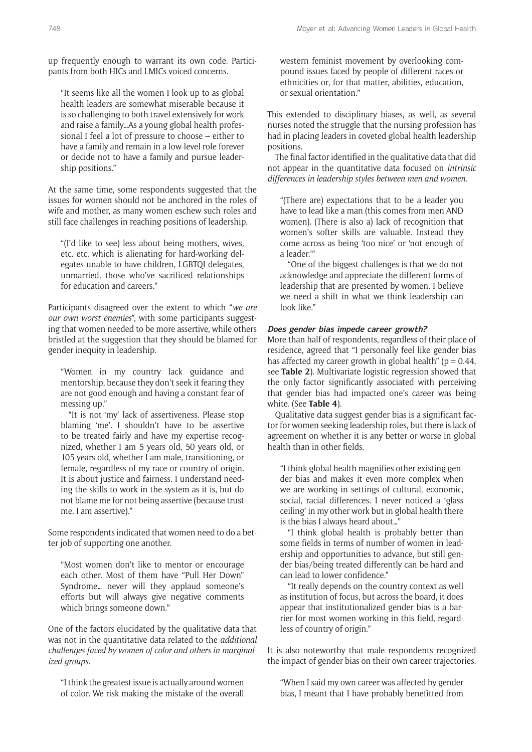up frequently enough to warrant its own code. Participants from both HICs and LMICs voiced concerns.

> "It seems like all the women I look up to as global health leaders are somewhat miserable because it is so challenging to both travel extensively for work and raise a family…As a young global health professional I feel a lot of pressure to choose – either to have a family and remain in a low-level role forever or decide not to have a family and pursue leadership positions."

At the same time, some respondents suggested that the issues for women should not be anchored in the roles of wife and mother, as many women eschew such roles and still face challenges in reaching positions of leadership.

> "(I'd like to see) less about being mothers, wives, etc. etc. which is alienating for hard-working delegates unable to have children, LGBTQI delegates, unmarried, those who've sacrificed relationships for education and careers."

Participants disagreed over the extent to which "*we are our own worst enemies*", with some participants suggesting that women needed to be more assertive, while others bristled at the suggestion that they should be blamed for gender inequity in leadership.

> "Women in my country lack guidance and mentorship, because they don't seek it fearing they are not good enough and having a constant fear of messing up."
>
> "It is not 'my' lack of assertiveness. Please stop blaming 'me'. I shouldn't have to be assertive to be treated fairly and have my expertise recognized, whether I am 5 years old, 50 years old, or 105 years old, whether I am male, transitioning, or female, regardless of my race or country of origin. It is about justice and fairness. I understand needing the skills to work in the system as it is, but do not blame me for not being assertive (because trust me, I am assertive)."

Some respondents indicated that women need to do a better job of supporting one another.

> "Most women don't like to mentor or encourage each other. Most of them have "Pull Her Down" Syndrome… never will they applaud someone's efforts but will always give negative comments which brings someone down."

One of the factors elucidated by the qualitative data that was not in the quantitative data related to the *additional challenges faced by women of color and others in marginalized groups*.

> "I think the greatest issue is actually around women of color. We risk making the mistake of the overall western feminist movement by overlooking compound issues faced by people of different races or ethnicities or, for that matter, abilities, education, or sexual orientation."

This extended to disciplinary biases, as well, as several nurses noted the struggle that the nursing profession has had in placing leaders in coveted global health leadership positions.

The final factor identified in the qualitative data that did not appear in the quantitative data focused on *intrinsic differences in leadership styles between men and women*.

> "(There are) expectations that to be a leader you have to lead like a man (this comes from men AND women). (There is also a) lack of recognition that women's softer skills are valuable. Instead they come across as being 'too nice' or 'not enough of a leader.'"
>
> "One of the biggest challenges is that we do not acknowledge and appreciate the different forms of leadership that are presented by women. I believe we need a shift in what we think leadership can look like."

#### Does gender bias impede career growth?

More than half of respondents, regardless of their place of residence, agreed that "I personally feel like gender bias has affected my career growth in global health" ($p = 0.44$, see **Table 2**). Multivariate logistic regression showed that the only factor significantly associated with perceiving that gender bias had impacted one's career was being white. (See **Table 4**).

Qualitative data suggest gender bias is a significant factor for women seeking leadership roles, but there is lack of agreement on whether it is any better or worse in global health than in other fields.

> "I think global health magnifies other existing gender bias and makes it even more complex when we are working in settings of cultural, economic, social, racial differences. I never noticed a 'glass ceiling' in my other work but in global health there is the bias I always heard about…"
>
> "I think global health is probably better than some fields in terms of number of women in leadership and opportunities to advance, but still gender bias/being treated differently can be hard and can lead to lower confidence."
>
> "It really depends on the country context as well as institution of focus, but across the board, it does appear that institutionalized gender bias is a barrier for most women working in this field, regardless of country of origin."

It is also noteworthy that male respondents recognized the impact of gender bias on their own career trajectories.

> "When I said my own career was affected by gender bias, I meant that I have probably benefitted from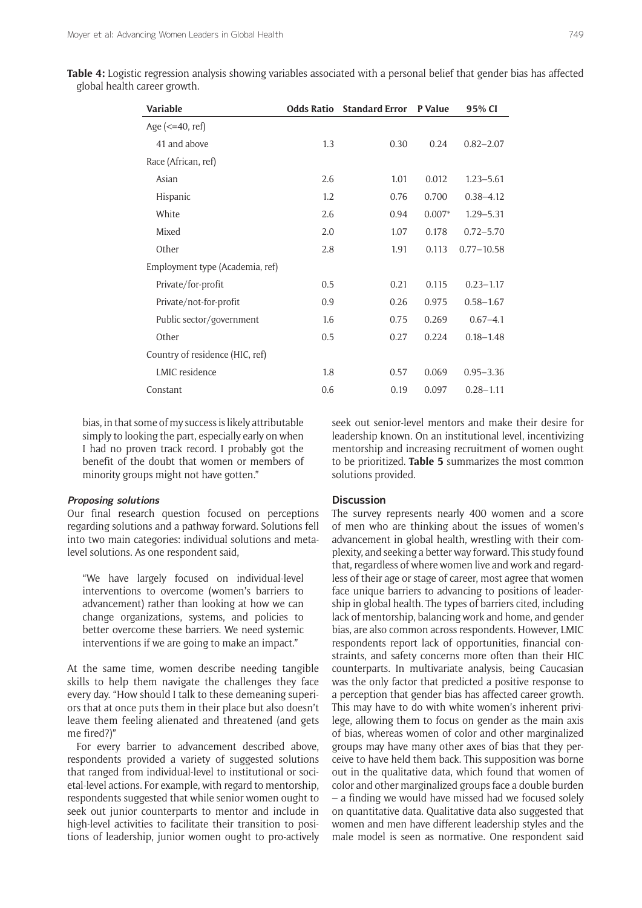**Table 4:** Logistic regression analysis showing variables associated with a personal belief that gender bias has affected global health career growth.

| Variable | Odds Ratio | Standard Error | P Value | 95% CI |
|---|---|---|---|---|
| Age (<=40, ref) | | | | |
| 41 and above | 1.3 | 0.30 | 0.24 | 0.82–2.07 |
| Race (African, ref) | | | | |
| Asian | 2.6 | 1.01 | 0.012 | 1.23–5.61 |
| Hispanic | 1.2 | 0.76 | 0.700 | 0.38–4.12 |
| White | 2.6 | 0.94 | 0.007* | 1.29–5.31 |
| Mixed | 2.0 | 1.07 | 0.178 | 0.72–5.70 |
| Other | 2.8 | 1.91 | 0.113 | 0.77–10.58 |
| Employment type (Academia, ref) | | | | |
| Private/for-profit | 0.5 | 0.21 | 0.115 | 0.23–1.17 |
| Private/not-for-profit | 0.9 | 0.26 | 0.975 | 0.58–1.67 |
| Public sector/government | 1.6 | 0.75 | 0.269 | 0.67–4.1 |
| Other | 0.5 | 0.27 | 0.224 | 0.18–1.48 |
| Country of residence (HIC, ref) | | | | |
| LMIC residence | 1.8 | 0.57 | 0.069 | 0.95–3.36 |
| Constant | 0.6 | 0.19 | 0.097 | 0.28–1.11 |

bias, in that some of my success is likely attributable simply to looking the part, especially early on when I had no proven track record. I probably got the benefit of the doubt that women or members of minority groups might not have gotten."

#### *Proposing solutions*

Our final research question focused on perceptions regarding solutions and a pathway forward. Solutions fell into two main categories: individual solutions and meta-level solutions. As one respondent said,

> "We have largely focused on individual-level interventions to overcome (women's barriers to advancement) rather than looking at how we can change organizations, systems, and policies to better overcome these barriers. We need systemic interventions if we are going to make an impact."

At the same time, women describe needing tangible skills to help them navigate the challenges they face every day. "How should I talk to these demeaning superiors that at once puts them in their place but also doesn't leave them feeling alienated and threatened (and gets me fired?)"

For every barrier to advancement described above, respondents provided a variety of suggested solutions that ranged from individual-level to institutional or societal-level actions. For example, with regard to mentorship, respondents suggested that while senior women ought to seek out junior counterparts to mentor and include in high-level activities to facilitate their transition to positions of leadership, junior women ought to pro-actively seek out senior-level mentors and make their desire for leadership known. On an institutional level, incentivizing mentorship and increasing recruitment of women ought to be prioritized. **Table 5** summarizes the most common solutions provided.

### Discussion

The survey represents nearly 400 women and a score of men who are thinking about the issues of women's advancement in global health, wrestling with their complexity, and seeking a better way forward. This study found that, regardless of where women live and work and regardless of their age or stage of career, most agree that women face unique barriers to advancing to positions of leadership in global health. The types of barriers cited, including lack of mentorship, balancing work and home, and gender bias, are also common across respondents. However, LMIC respondents report lack of opportunities, financial constraints, and safety concerns more often than their HIC counterparts. In multivariate analysis, being Caucasian was the only factor that predicted a positive response to a perception that gender bias has affected career growth. This may have to do with white women's inherent privilege, allowing them to focus on gender as the main axis of bias, whereas women of color and other marginalized groups may have many other axes of bias that they perceive to have held them back. This supposition was borne out in the qualitative data, which found that women of color and other marginalized groups face a double burden – a finding we would have missed had we focused solely on quantitative data. Qualitative data also suggested that women and men have different leadership styles and the male model is seen as normative. One respondent said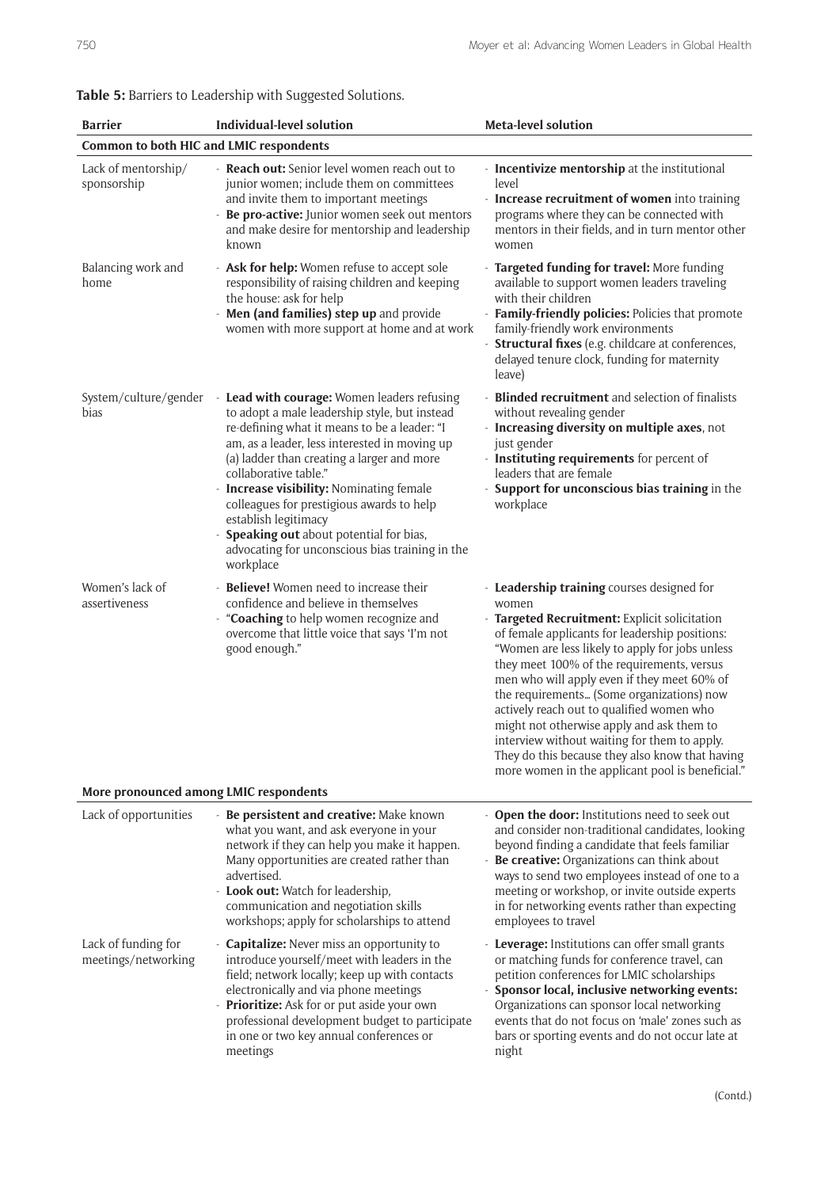**Table 5:** Barriers to Leadership with Suggested Solutions.

| Barrier | Individual-level solution | Meta-level solution |
|---|---|---|
| **Common to both HIC and LMIC respondents** | | |
| Lack of mentorship/ sponsorship | - **Reach out:** Senior level women reach out to junior women; include them on committees and invite them to important meetings<br>- **Be pro-active:** Junior women seek out mentors and make desire for mentorship and leadership known | - **Incentivize mentorship** at the institutional level<br>- **Increase recruitment of women** into training programs where they can be connected with mentors in their fields, and in turn mentor other women |
| Balancing work and home | - **Ask for help:** Women refuse to accept sole responsibility of raising children and keeping the house: ask for help<br>- **Men (and families) step up** and provide women with more support at home and at work | - **Targeted funding for travel:** More funding available to support women leaders traveling with their children<br>- **Family-friendly policies:** Policies that promote family-friendly work environments<br>- **Structural fixes** (e.g. childcare at conferences, delayed tenure clock, funding for maternity leave) |
| System/culture/gender bias | - **Lead with courage:** Women leaders refusing to adopt a male leadership style, but instead re-defining what it means to be a leader: "I am, as a leader, less interested in moving up (a) ladder than creating a larger and more collaborative table."<br>- **Increase visibility:** Nominating female colleagues for prestigious awards to help establish legitimacy<br>- **Speaking out** about potential for bias, advocating for unconscious bias training in the workplace | - **Blinded recruitment** and selection of finalists without revealing gender<br>- **Increasing diversity on multiple axes**, not just gender<br>- **Instituting requirements** for percent of leaders that are female<br>- **Support for unconscious bias training** in the workplace |
| Women's lack of assertiveness | - **Believe!** Women need to increase their confidence and believe in themselves<br>- "**Coaching** to help women recognize and overcome that little voice that says 'I'm not good enough." | - **Leadership training** courses designed for women<br>- **Targeted Recruitment:** Explicit solicitation of female applicants for leadership positions: "Women are less likely to apply for jobs unless they meet 100% of the requirements, versus men who will apply even if they meet 60% of the requirements... (Some organizations) now actively reach out to qualified women who might not otherwise apply and ask them to interview without waiting for them to apply. They do this because they also know that having more women in the applicant pool is beneficial." |
| **More pronounced among LMIC respondents** | | |
| Lack of opportunities | - **Be persistent and creative:** Make known what you want, and ask everyone in your network if they can help you make it happen. Many opportunities are created rather than advertised.<br>- **Look out:** Watch for leadership, communication and negotiation skills workshops; apply for scholarships to attend | - **Open the door:** Institutions need to seek out and consider non-traditional candidates, looking beyond finding a candidate that feels familiar<br>- **Be creative:** Organizations can think about ways to send two employees instead of one to a meeting or workshop, or invite outside experts in for networking events rather than expecting employees to travel |
| Lack of funding for meetings/networking | - **Capitalize:** Never miss an opportunity to introduce yourself/meet with leaders in the field; network locally; keep up with contacts electronically and via phone meetings<br>- **Prioritize:** Ask for or put aside your own professional development budget to participate in one or two key annual conferences or meetings | - **Leverage:** Institutions can offer small grants or matching funds for conference travel, can petition conferences for LMIC scholarships<br>- **Sponsor local, inclusive networking events:** Organizations can sponsor local networking events that do not focus on 'male' zones such as bars or sporting events and do not occur late at night |

(Contd.)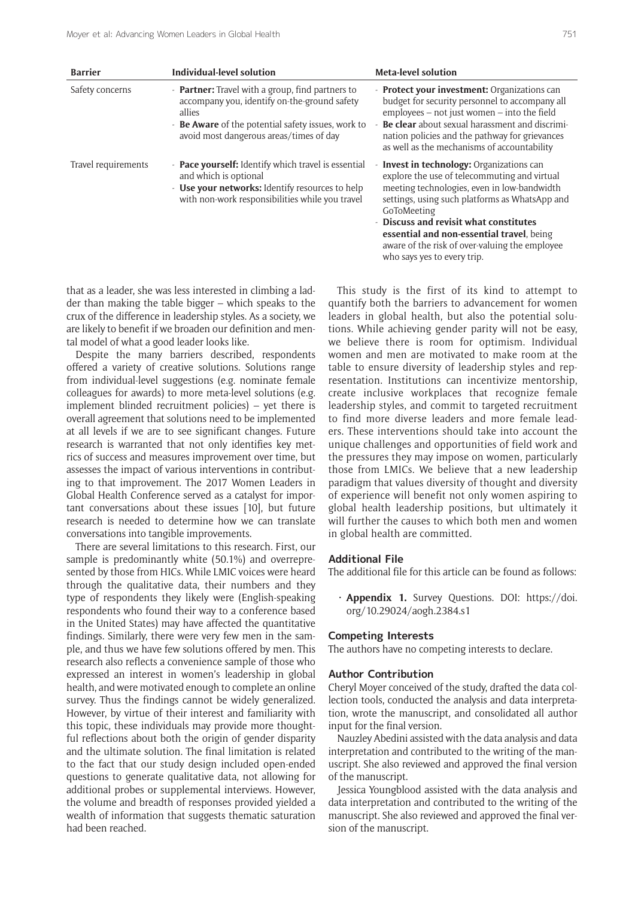| Barrier | Individual-level solution | Meta-level solution |
|---|---|---|
| Safety concerns | - **Partner:** Travel with a group, find partners to accompany you, identify on-the-ground safety allies<br>- **Be Aware** of the potential safety issues, work to avoid most dangerous areas/times of day | - **Protect your investment:** Organizations can budget for security personnel to accompany all employees – not just women – into the field<br>- **Be clear** about sexual harassment and discrimination policies and the pathway for grievances as well as the mechanisms of accountability |
| Travel requirements | - **Pace yourself:** Identify which travel is essential and which is optional<br>- **Use your networks:** Identify resources to help with non-work responsibilities while you travel | - **Invest in technology:** Organizations can explore the use of telecommuting and virtual meeting technologies, even in low-bandwidth settings, using such platforms as WhatsApp and GoToMeeting<br>- **Discuss and revisit what constitutes essential and non-essential travel**, being aware of the risk of over-valuing the employee who says yes to every trip. |

that as a leader, she was less interested in climbing a ladder than making the table bigger – which speaks to the crux of the difference in leadership styles. As a society, we are likely to benefit if we broaden our definition and mental model of what a good leader looks like.

Despite the many barriers described, respondents offered a variety of creative solutions. Solutions range from individual-level suggestions (e.g. nominate female colleagues for awards) to more meta-level solutions (e.g. implement blinded recruitment policies) – yet there is overall agreement that solutions need to be implemented at all levels if we are to see significant changes. Future research is warranted that not only identifies key metrics of success and measures improvement over time, but assesses the impact of various interventions in contributing to that improvement. The 2017 Women Leaders in Global Health Conference served as a catalyst for important conversations about these issues [10], but future research is needed to determine how we can translate conversations into tangible improvements.

There are several limitations to this research. First, our sample is predominantly white (50.1%) and overrepresented by those from HICs. While LMIC voices were heard through the qualitative data, their numbers and they type of respondents they likely were (English-speaking respondents who found their way to a conference based in the United States) may have affected the quantitative findings. Similarly, there were very few men in the sample, and thus we have few solutions offered by men. This research also reflects a convenience sample of those who expressed an interest in women's leadership in global health, and were motivated enough to complete an online survey. Thus the findings cannot be widely generalized. However, by virtue of their interest and familiarity with this topic, these individuals may provide more thoughtful reflections about both the origin of gender disparity and the ultimate solution. The final limitation is related to the fact that our study design included open-ended questions to generate qualitative data, not allowing for additional probes or supplemental interviews. However, the volume and breadth of responses provided yielded a wealth of information that suggests thematic saturation had been reached.

This study is the first of its kind to attempt to quantify both the barriers to advancement for women leaders in global health, but also the potential solutions. While achieving gender parity will not be easy, we believe there is room for optimism. Individual women and men are motivated to make room at the table to ensure diversity of leadership styles and representation. Institutions can incentivize mentorship, create inclusive workplaces that recognize female leadership styles, and commit to targeted recruitment to find more diverse leaders and more female leaders. These interventions should take into account the unique challenges and opportunities of field work and the pressures they may impose on women, particularly those from LMICs. We believe that a new leadership paradigm that values diversity of thought and diversity of experience will benefit not only women aspiring to global health leadership positions, but ultimately it will further the causes to which both men and women in global health are committed.

## Additional File

The additional file for this article can be found as follows:

- **Appendix 1.** Survey Questions. DOI: https://doi.org/10.29024/aogh.2384.s1

## Competing Interests

The authors have no competing interests to declare.

## Author Contribution

Cheryl Moyer conceived of the study, drafted the data collection tools, conducted the analysis and data interpretation, wrote the manuscript, and consolidated all author input for the final version.

Nauzley Abedini assisted with the data analysis and data interpretation and contributed to the writing of the manuscript. She also reviewed and approved the final version of the manuscript.

Jessica Youngblood assisted with the data analysis and data interpretation and contributed to the writing of the manuscript. She also reviewed and approved the final version of the manuscript.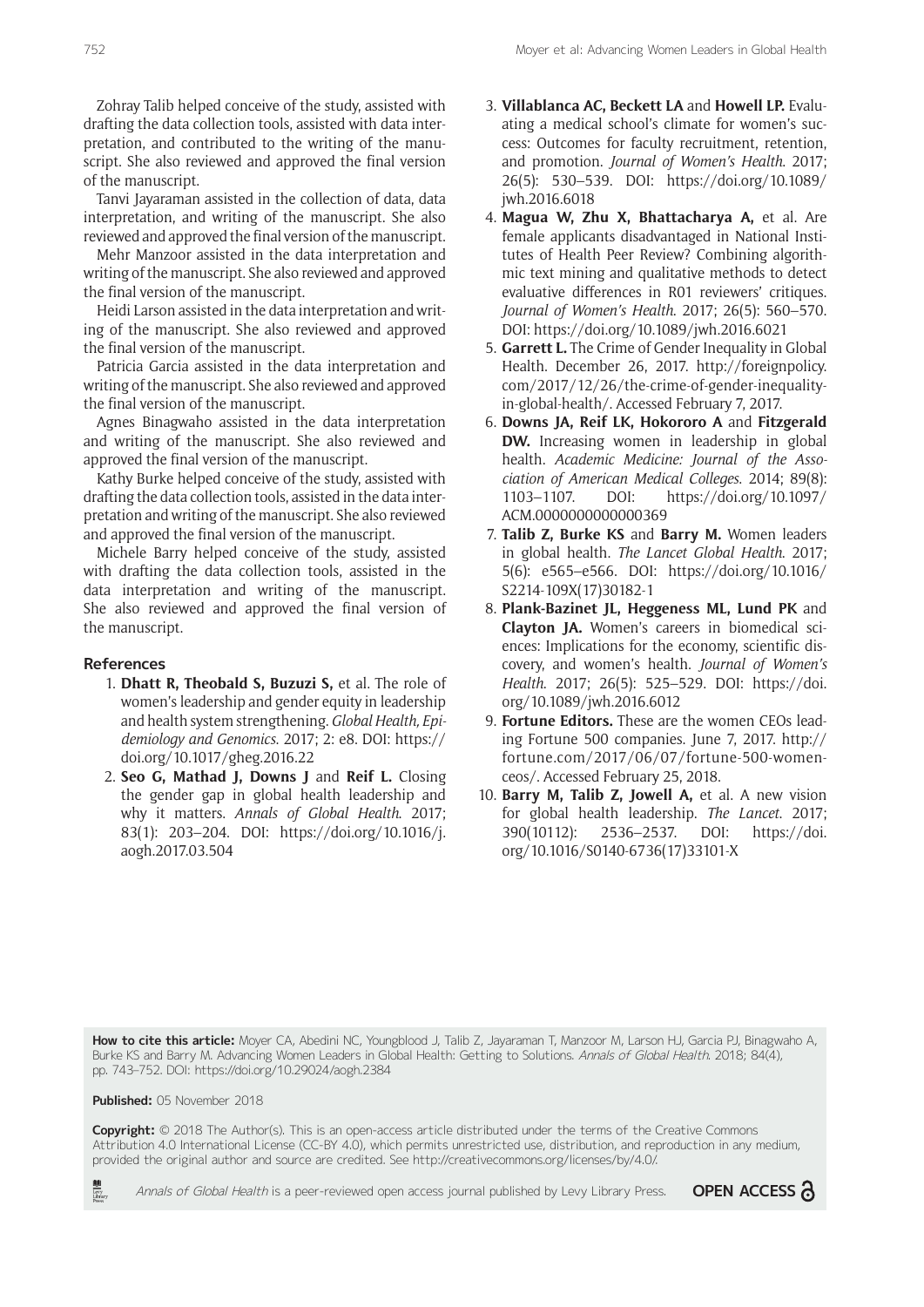Zohray Talib helped conceive of the study, assisted with drafting the data collection tools, assisted with data interpretation, and contributed to the writing of the manuscript. She also reviewed and approved the final version of the manuscript.

Tanvi Jayaraman assisted in the collection of data, data interpretation, and writing of the manuscript. She also reviewed and approved the final version of the manuscript.

Mehr Manzoor assisted in the data interpretation and writing of the manuscript. She also reviewed and approved the final version of the manuscript.

Heidi Larson assisted in the data interpretation and writing of the manuscript. She also reviewed and approved the final version of the manuscript.

Patricia Garcia assisted in the data interpretation and writing of the manuscript. She also reviewed and approved the final version of the manuscript.

Agnes Binagwaho assisted in the data interpretation and writing of the manuscript. She also reviewed and approved the final version of the manuscript.

Kathy Burke helped conceive of the study, assisted with drafting the data collection tools, assisted in the data interpretation and writing of the manuscript. She also reviewed and approved the final version of the manuscript.

Michele Barry helped conceive of the study, assisted with drafting the data collection tools, assisted in the data interpretation and writing of the manuscript. She also reviewed and approved the final version of the manuscript.

## References

1. **Dhatt R, Theobald S, Buzuzi S,** et al. The role of women's leadership and gender equity in leadership and health system strengthening. *Global Health, Epidemiology and Genomics*. 2017; 2: e8. DOI: https://doi.org/10.1017/gheg.2016.22
2. **Seo G, Mathad J, Downs J** and **Reif L.** Closing the gender gap in global health leadership and why it matters. *Annals of Global Health*. 2017; 83(1): 203–204. DOI: https://doi.org/10.1016/j.aogh.2017.03.504
3. **Villablanca AC, Beckett LA** and **Howell LP.** Evaluating a medical school's climate for women's success: Outcomes for faculty recruitment, retention, and promotion. *Journal of Women's Health*. 2017; 26(5): 530–539. DOI: https://doi.org/10.1089/jwh.2016.6018
4. **Magua W, Zhu X, Bhattacharya A,** et al. Are female applicants disadvantaged in National Institutes of Health Peer Review? Combining algorithmic text mining and qualitative methods to detect evaluative differences in R01 reviewers' critiques. *Journal of Women's Health*. 2017; 26(5): 560–570. DOI: https://doi.org/10.1089/jwh.2016.6021
5. **Garrett L.** The Crime of Gender Inequality in Global Health. December 26, 2017. http://foreignpolicy.com/2017/12/26/the-crime-of-gender-inequality-in-global-health/. Accessed February 7, 2017.
6. **Downs JA, Reif LK, Hokororo A** and **Fitzgerald DW.** Increasing women in leadership in global health. *Academic Medicine: Journal of the Association of American Medical Colleges*. 2014; 89(8): 1103–1107. DOI: https://doi.org/10.1097/ACM.0000000000000369
7. **Talib Z, Burke KS** and **Barry M.** Women leaders in global health. *The Lancet Global Health*. 2017; 5(6): e565–e566. DOI: https://doi.org/10.1016/S2214-109X(17)30182-1
8. **Plank-Bazinet JL, Heggeness ML, Lund PK** and **Clayton JA.** Women's careers in biomedical sciences: Implications for the economy, scientific discovery, and women's health. *Journal of Women's Health*. 2017; 26(5): 525–529. DOI: https://doi.org/10.1089/jwh.2016.6012
9. **Fortune Editors.** These are the women CEOs leading Fortune 500 companies. June 7, 2017. http://fortune.com/2017/06/07/fortune-500-women-ceos/. Accessed February 25, 2018.
10. **Barry M, Talib Z, Jowell A,** et al. A new vision for global health leadership. *The Lancet*. 2017; 390(10112): 2536–2537. DOI: https://doi.org/10.1016/S0140-6736(17)33101-X

**How to cite this article:** Moyer CA, Abedini NC, Youngblood J, Talib Z, Jayaraman T, Manzoor M, Larson HJ, Garcia PJ, Binagwaho A, Burke KS and Barry M. Advancing Women Leaders in Global Health: Getting to Solutions. *Annals of Global Health*. 2018; 84(4), pp. 743–752. DOI: https://doi.org/10.29024/aogh.2384

**Published:** 05 November 2018

**Copyright:** © 2018 The Author(s). This is an open-access article distributed under the terms of the Creative Commons Attribution 4.0 International License (CC-BY 4.0), which permits unrestricted use, distribution, and reproduction in any medium, provided the original author and source are credited. See http://creativecommons.org/licenses/by/4.0/.

*Annals of Global Health* is a peer-reviewed open access journal published by Levy Library Press. **OPEN ACCESS**